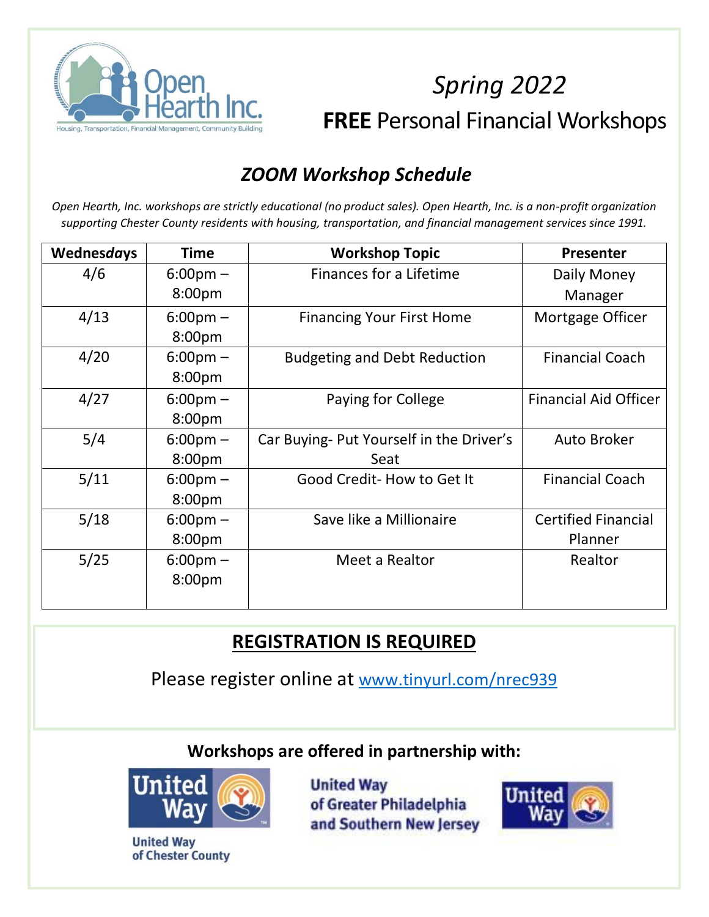Open Hearth Inc.

Housing, Transportation, Financial Management, Community Building

# *Spring 2022*

# **FREE** Personal Financial Workshops

## *ZOOM Workshop Schedule*

*Open Hearth, Inc. workshops are strictly educational (no product sales). Open Hearth, Inc. is a non-profit organization supporting Chester County residents with housing, transportation, and financial management services since 1991.*

| Wednes*days* | Time | Workshop Topic | Presenter |
|---|---|---|---|
| 4/6 | 6:00pm – 8:00pm | Finances for a Lifetime | Daily Money Manager |
| 4/13 | 6:00pm – 8:00pm | Financing Your First Home | Mortgage Officer |
| 4/20 | 6:00pm – 8:00pm | Budgeting and Debt Reduction | Financial Coach |
| 4/27 | 6:00pm – 8:00pm | Paying for College | Financial Aid Officer |
| 5/4 | 6:00pm – 8:00pm | Car Buying- Put Yourself in the Driver's Seat | Auto Broker |
| 5/11 | 6:00pm – 8:00pm | Good Credit- How to Get It | Financial Coach |
| 5/18 | 6:00pm – 8:00pm | Save like a Millionaire | Certified Financial Planner |
| 5/25 | 6:00pm – 8:00pm | Meet a Realtor | Realtor |

## REGISTRATION IS REQUIRED

Please register online at www.tinyurl.com/nrec939

**Workshops are offered in partnership with:**

United Way of Chester County

United Way of Greater Philadelphia and Southern New Jersey

United Way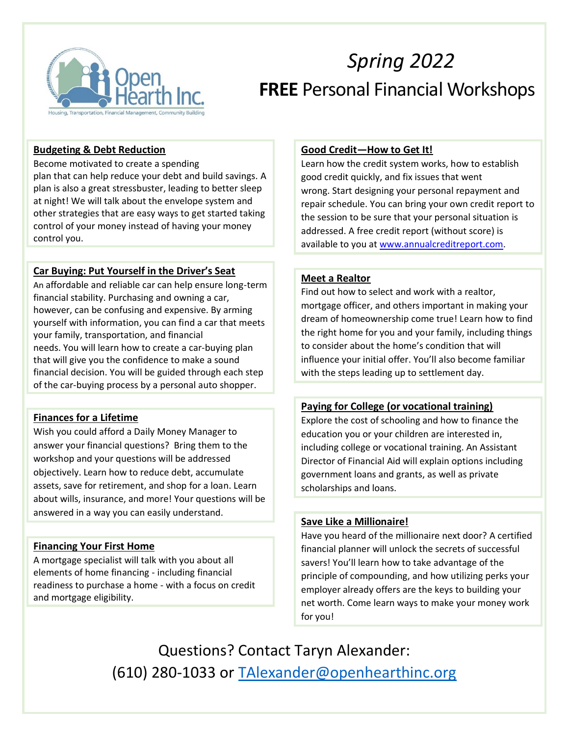Open Hearth Inc.

Housing, Transportation, Financial Management, Community Building

# *Spring 2022*

# **FREE** Personal Financial Workshops

## Budgeting & Debt Reduction

Become motivated to create a spending plan that can help reduce your debt and build savings. A plan is also a great stressbuster, leading to better sleep at night! We will talk about the envelope system and other strategies that are easy ways to get started taking control of your money instead of having your money control you.

## Car Buying: Put Yourself in the Driver's Seat

An affordable and reliable car can help ensure long-term financial stability. Purchasing and owning a car, however, can be confusing and expensive. By arming yourself with information, you can find a car that meets your family, transportation, and financial needs. You will learn how to create a car-buying plan that will give you the confidence to make a sound financial decision. You will be guided through each step of the car-buying process by a personal auto shopper.

## Finances for a Lifetime

Wish you could afford a Daily Money Manager to answer your financial questions? Bring them to the workshop and your questions will be addressed objectively. Learn how to reduce debt, accumulate assets, save for retirement, and shop for a loan. Learn about wills, insurance, and more! Your questions will be answered in a way you can easily understand.

## Financing Your First Home

A mortgage specialist will talk with you about all elements of home financing - including financial readiness to purchase a home - with a focus on credit and mortgage eligibility.

## Good Credit—How to Get It!

Learn how the credit system works, how to establish good credit quickly, and fix issues that went wrong. Start designing your personal repayment and repair schedule. You can bring your own credit report to the session to be sure that your personal situation is addressed. A free credit report (without score) is available to you at www.annualcreditreport.com.

## Meet a Realtor

Find out how to select and work with a realtor, mortgage officer, and others important in making your dream of homeownership come true! Learn how to find the right home for you and your family, including things to consider about the home's condition that will influence your initial offer. You'll also become familiar with the steps leading up to settlement day.

## Paying for College (or vocational training)

Explore the cost of schooling and how to finance the education you or your children are interested in, including college or vocational training. An Assistant Director of Financial Aid will explain options including government loans and grants, as well as private scholarships and loans.

## Save Like a Millionaire!

Have you heard of the millionaire next door? A certified financial planner will unlock the secrets of successful savers! You'll learn how to take advantage of the principle of compounding, and how utilizing perks your employer already offers are the keys to building your net worth. Come learn ways to make your money work for you!

Questions? Contact Taryn Alexander:
(610) 280-1033 or TAlexander@openhearthinc.org